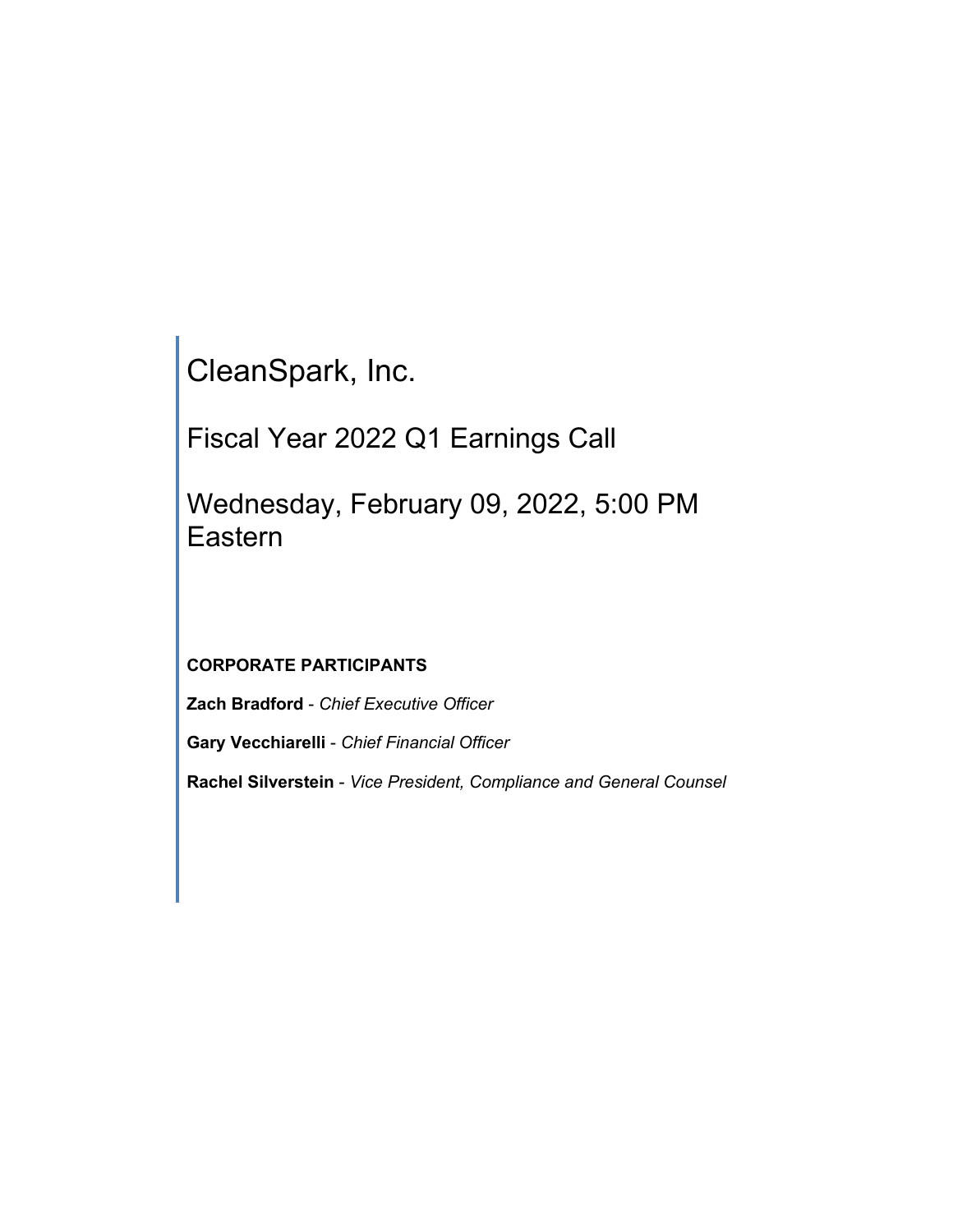# CleanSpark, Inc.

## Fiscal Year 2022 Q1 Earnings Call

## Wednesday, February 09, 2022, 5:00 PM Eastern

**CORPORATE PARTICIPANTS**

**Zach Bradford** - *Chief Executive Officer*

**Gary Vecchiarelli** - *Chief Financial Officer*

**Rachel Silverstein** - *Vice President, Compliance and General Counsel*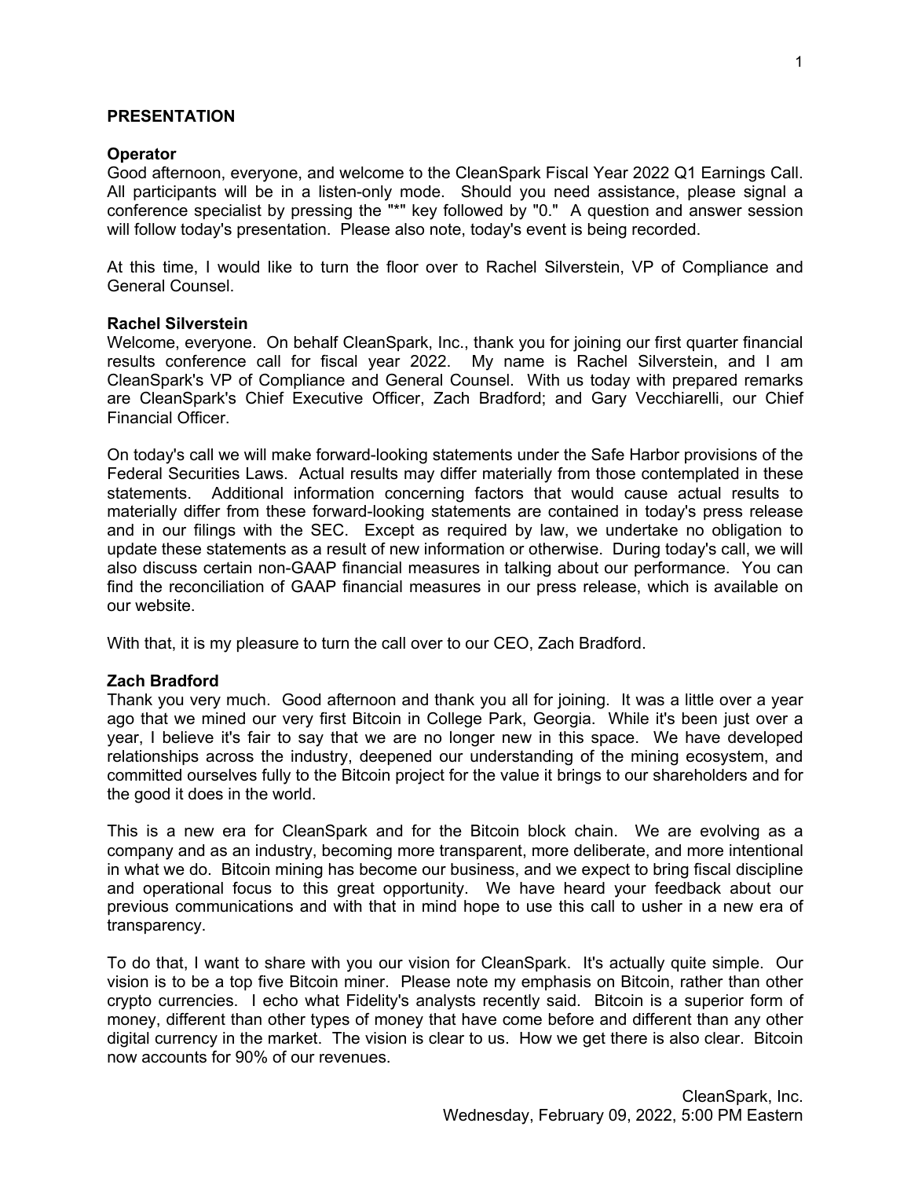## PRESENTATION

**Operator**

Good afternoon, everyone, and welcome to the CleanSpark Fiscal Year 2022 Q1 Earnings Call. All participants will be in a listen-only mode. Should you need assistance, please signal a conference specialist by pressing the "*" key followed by "0." A question and answer session will follow today's presentation. Please also note, today's event is being recorded.

At this time, I would like to turn the floor over to Rachel Silverstein, VP of Compliance and General Counsel.

**Rachel Silverstein**

Welcome, everyone. On behalf CleanSpark, Inc., thank you for joining our first quarter financial results conference call for fiscal year 2022. My name is Rachel Silverstein, and I am CleanSpark's VP of Compliance and General Counsel. With us today with prepared remarks are CleanSpark's Chief Executive Officer, Zach Bradford; and Gary Vecchiarelli, our Chief Financial Officer.

On today's call we will make forward-looking statements under the Safe Harbor provisions of the Federal Securities Laws. Actual results may differ materially from those contemplated in these statements. Additional information concerning factors that would cause actual results to materially differ from these forward-looking statements are contained in today's press release and in our filings with the SEC. Except as required by law, we undertake no obligation to update these statements as a result of new information or otherwise. During today's call, we will also discuss certain non-GAAP financial measures in talking about our performance. You can find the reconciliation of GAAP financial measures in our press release, which is available on our website.

With that, it is my pleasure to turn the call over to our CEO, Zach Bradford.

**Zach Bradford**

Thank you very much. Good afternoon and thank you all for joining. It was a little over a year ago that we mined our very first Bitcoin in College Park, Georgia. While it's been just over a year, I believe it's fair to say that we are no longer new in this space. We have developed relationships across the industry, deepened our understanding of the mining ecosystem, and committed ourselves fully to the Bitcoin project for the value it brings to our shareholders and for the good it does in the world.

This is a new era for CleanSpark and for the Bitcoin block chain. We are evolving as a company and as an industry, becoming more transparent, more deliberate, and more intentional in what we do. Bitcoin mining has become our business, and we expect to bring fiscal discipline and operational focus to this great opportunity. We have heard your feedback about our previous communications and with that in mind hope to use this call to usher in a new era of transparency.

To do that, I want to share with you our vision for CleanSpark. It's actually quite simple. Our vision is to be a top five Bitcoin miner. Please note my emphasis on Bitcoin, rather than other crypto currencies. I echo what Fidelity's analysts recently said. Bitcoin is a superior form of money, different than other types of money that have come before and different than any other digital currency in the market. The vision is clear to us. How we get there is also clear. Bitcoin now accounts for 90% of our revenues.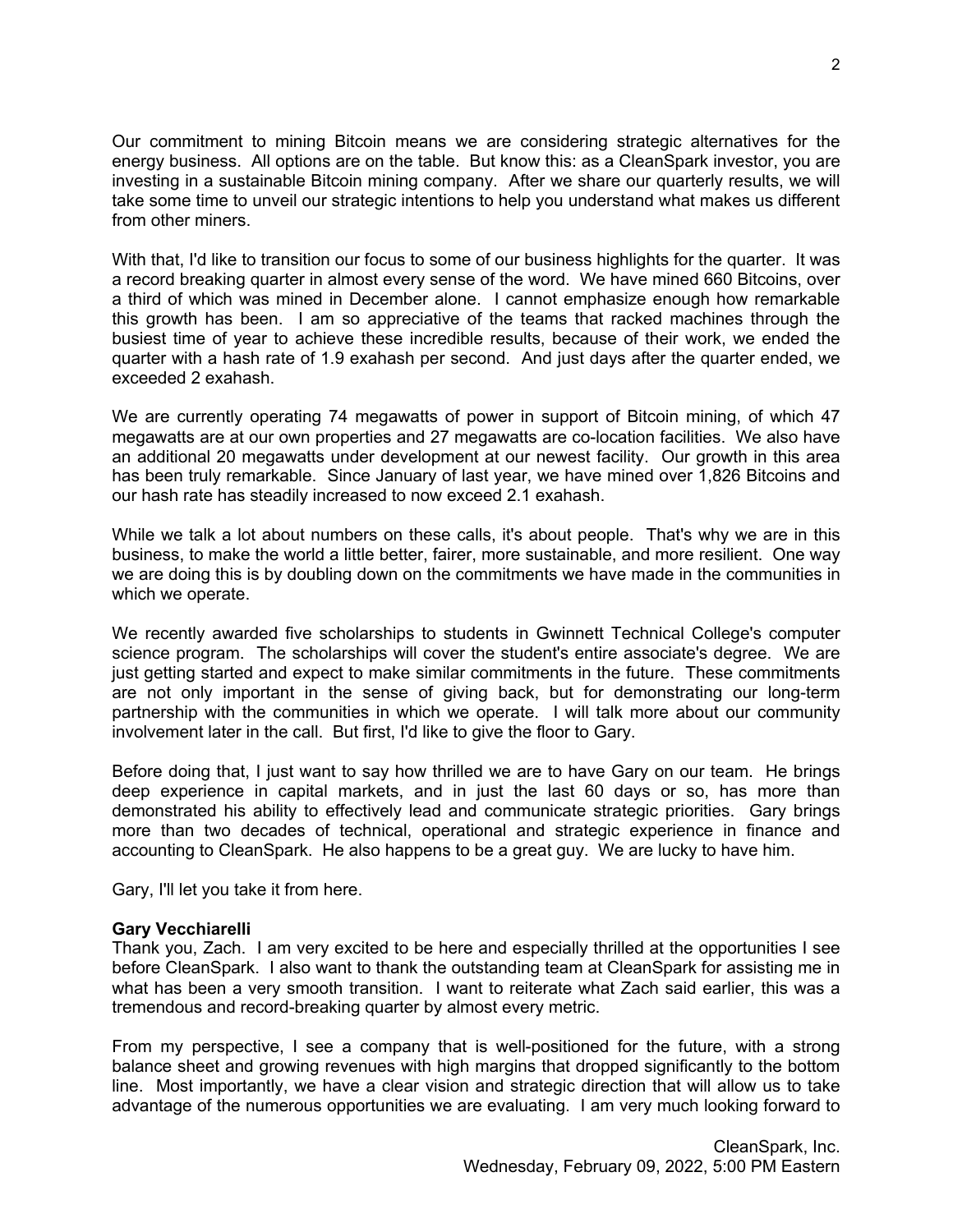Our commitment to mining Bitcoin means we are considering strategic alternatives for the energy business. All options are on the table. But know this: as a CleanSpark investor, you are investing in a sustainable Bitcoin mining company. After we share our quarterly results, we will take some time to unveil our strategic intentions to help you understand what makes us different from other miners.

With that, I'd like to transition our focus to some of our business highlights for the quarter. It was a record breaking quarter in almost every sense of the word. We have mined 660 Bitcoins, over a third of which was mined in December alone. I cannot emphasize enough how remarkable this growth has been. I am so appreciative of the teams that racked machines through the busiest time of year to achieve these incredible results, because of their work, we ended the quarter with a hash rate of 1.9 exahash per second. And just days after the quarter ended, we exceeded 2 exahash.

We are currently operating 74 megawatts of power in support of Bitcoin mining, of which 47 megawatts are at our own properties and 27 megawatts are co-location facilities. We also have an additional 20 megawatts under development at our newest facility. Our growth in this area has been truly remarkable. Since January of last year, we have mined over 1,826 Bitcoins and our hash rate has steadily increased to now exceed 2.1 exahash.

While we talk a lot about numbers on these calls, it's about people. That's why we are in this business, to make the world a little better, fairer, more sustainable, and more resilient. One way we are doing this is by doubling down on the commitments we have made in the communities in which we operate.

We recently awarded five scholarships to students in Gwinnett Technical College's computer science program. The scholarships will cover the student's entire associate's degree. We are just getting started and expect to make similar commitments in the future. These commitments are not only important in the sense of giving back, but for demonstrating our long-term partnership with the communities in which we operate. I will talk more about our community involvement later in the call. But first, I'd like to give the floor to Gary.

Before doing that, I just want to say how thrilled we are to have Gary on our team. He brings deep experience in capital markets, and in just the last 60 days or so, has more than demonstrated his ability to effectively lead and communicate strategic priorities. Gary brings more than two decades of technical, operational and strategic experience in finance and accounting to CleanSpark. He also happens to be a great guy. We are lucky to have him.

Gary, I'll let you take it from here.

**Gary Vecchiarelli**
Thank you, Zach. I am very excited to be here and especially thrilled at the opportunities I see before CleanSpark. I also want to thank the outstanding team at CleanSpark for assisting me in what has been a very smooth transition. I want to reiterate what Zach said earlier, this was a tremendous and record-breaking quarter by almost every metric.

From my perspective, I see a company that is well-positioned for the future, with a strong balance sheet and growing revenues with high margins that dropped significantly to the bottom line. Most importantly, we have a clear vision and strategic direction that will allow us to take advantage of the numerous opportunities we are evaluating. I am very much looking forward to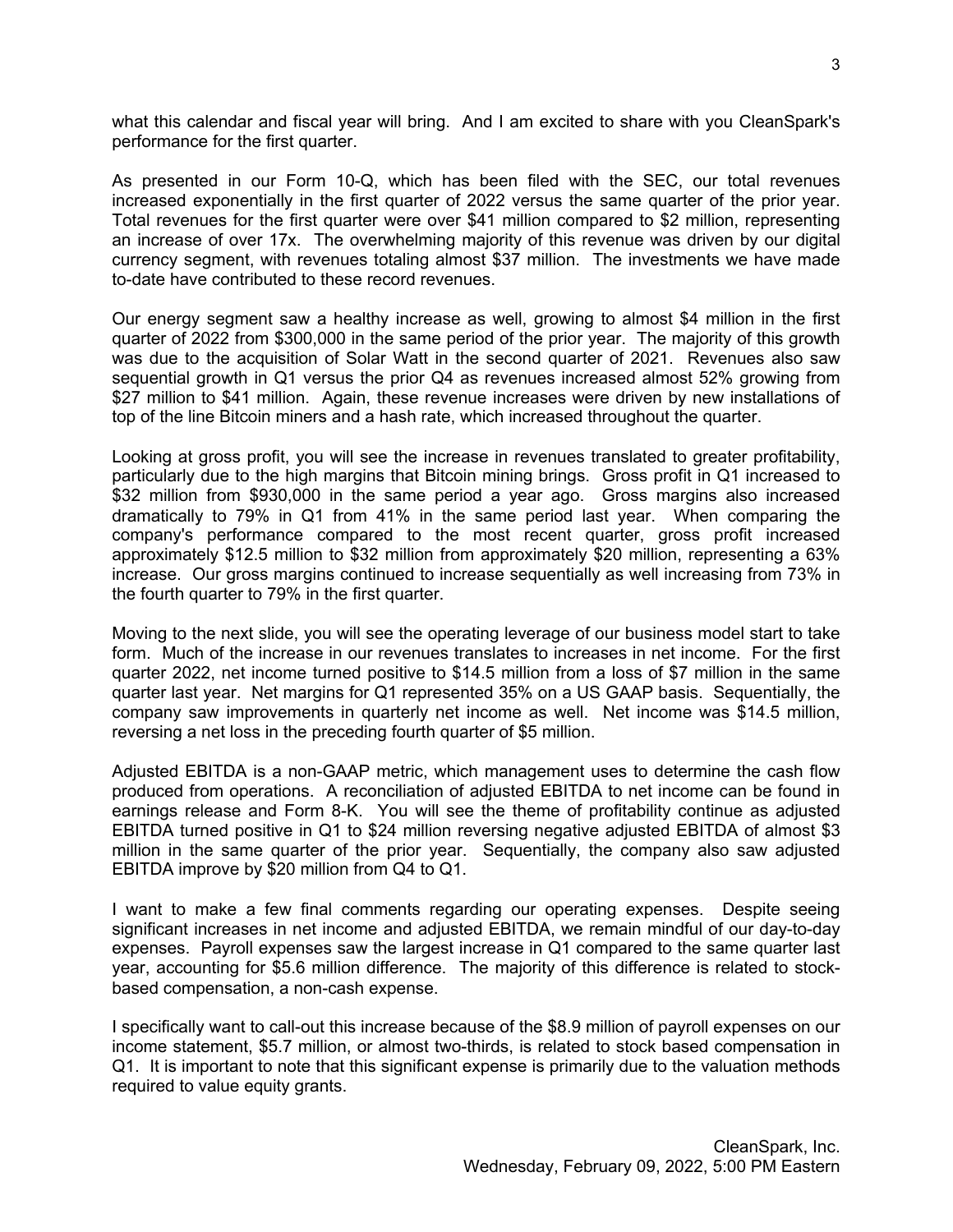what this calendar and fiscal year will bring. And I am excited to share with you CleanSpark's performance for the first quarter.

As presented in our Form 10-Q, which has been filed with the SEC, our total revenues increased exponentially in the first quarter of 2022 versus the same quarter of the prior year. Total revenues for the first quarter were over $41 million compared to $2 million, representing an increase of over 17x. The overwhelming majority of this revenue was driven by our digital currency segment, with revenues totaling almost $37 million. The investments we have made to-date have contributed to these record revenues.

Our energy segment saw a healthy increase as well, growing to almost $4 million in the first quarter of 2022 from $300,000 in the same period of the prior year. The majority of this growth was due to the acquisition of Solar Watt in the second quarter of 2021. Revenues also saw sequential growth in Q1 versus the prior Q4 as revenues increased almost 52% growing from $27 million to $41 million. Again, these revenue increases were driven by new installations of top of the line Bitcoin miners and a hash rate, which increased throughout the quarter.

Looking at gross profit, you will see the increase in revenues translated to greater profitability, particularly due to the high margins that Bitcoin mining brings. Gross profit in Q1 increased to $32 million from $930,000 in the same period a year ago. Gross margins also increased dramatically to 79% in Q1 from 41% in the same period last year. When comparing the company's performance compared to the most recent quarter, gross profit increased approximately $12.5 million to $32 million from approximately $20 million, representing a 63% increase. Our gross margins continued to increase sequentially as well increasing from 73% in the fourth quarter to 79% in the first quarter.

Moving to the next slide, you will see the operating leverage of our business model start to take form. Much of the increase in our revenues translates to increases in net income. For the first quarter 2022, net income turned positive to $14.5 million from a loss of $7 million in the same quarter last year. Net margins for Q1 represented 35% on a US GAAP basis. Sequentially, the company saw improvements in quarterly net income as well. Net income was $14.5 million, reversing a net loss in the preceding fourth quarter of $5 million.

Adjusted EBITDA is a non-GAAP metric, which management uses to determine the cash flow produced from operations. A reconciliation of adjusted EBITDA to net income can be found in earnings release and Form 8-K. You will see the theme of profitability continue as adjusted EBITDA turned positive in Q1 to $24 million reversing negative adjusted EBITDA of almost $3 million in the same quarter of the prior year. Sequentially, the company also saw adjusted EBITDA improve by $20 million from Q4 to Q1.

I want to make a few final comments regarding our operating expenses. Despite seeing significant increases in net income and adjusted EBITDA, we remain mindful of our day-to-day expenses. Payroll expenses saw the largest increase in Q1 compared to the same quarter last year, accounting for $5.6 million difference. The majority of this difference is related to stock-based compensation, a non-cash expense.

I specifically want to call-out this increase because of the $8.9 million of payroll expenses on our income statement, $5.7 million, or almost two-thirds, is related to stock based compensation in Q1. It is important to note that this significant expense is primarily due to the valuation methods required to value equity grants.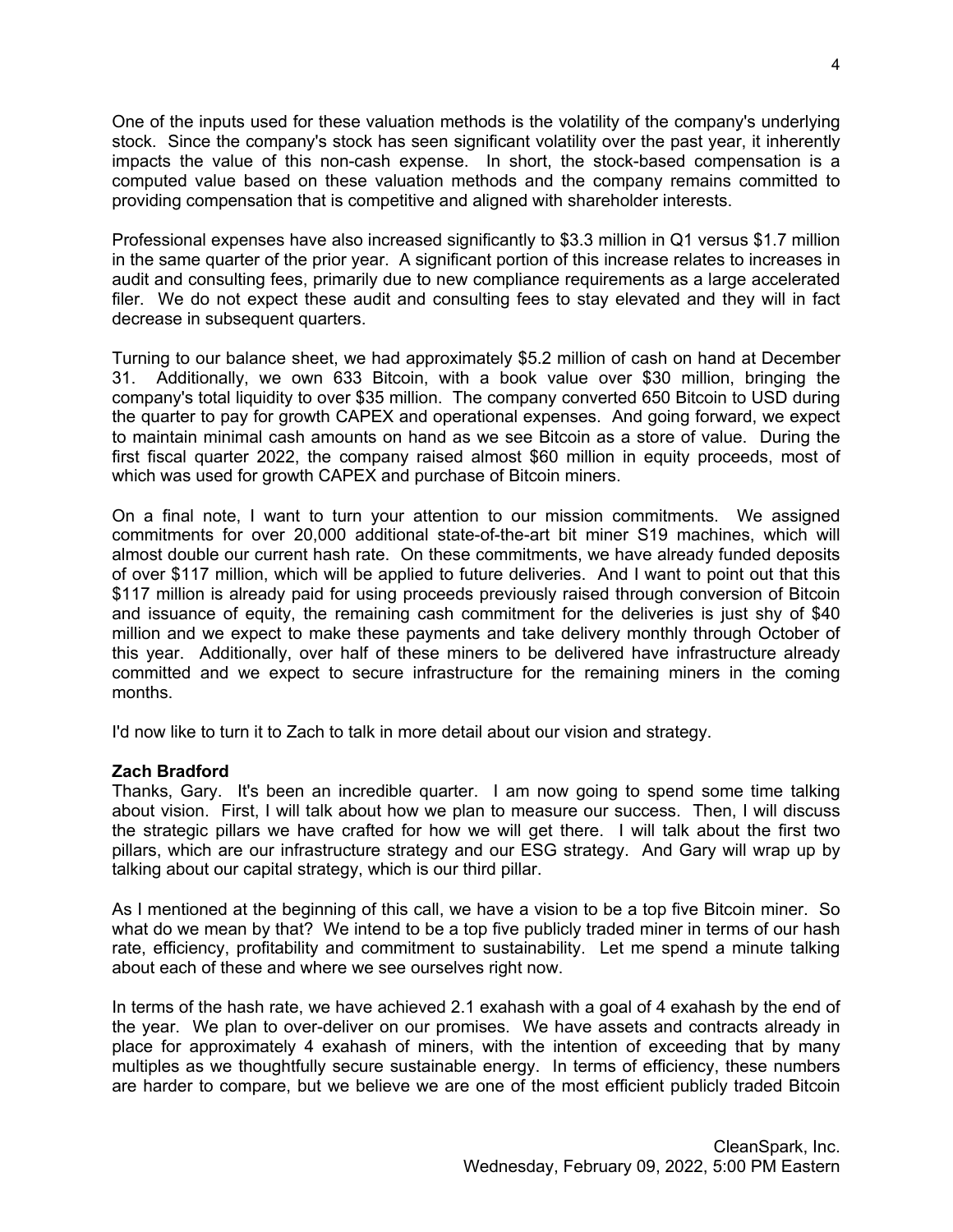One of the inputs used for these valuation methods is the volatility of the company's underlying stock. Since the company's stock has seen significant volatility over the past year, it inherently impacts the value of this non-cash expense. In short, the stock-based compensation is a computed value based on these valuation methods and the company remains committed to providing compensation that is competitive and aligned with shareholder interests.

Professional expenses have also increased significantly to $3.3 million in Q1 versus $1.7 million in the same quarter of the prior year. A significant portion of this increase relates to increases in audit and consulting fees, primarily due to new compliance requirements as a large accelerated filer. We do not expect these audit and consulting fees to stay elevated and they will in fact decrease in subsequent quarters.

Turning to our balance sheet, we had approximately $5.2 million of cash on hand at December 31. Additionally, we own 633 Bitcoin, with a book value over $30 million, bringing the company's total liquidity to over $35 million. The company converted 650 Bitcoin to USD during the quarter to pay for growth CAPEX and operational expenses. And going forward, we expect to maintain minimal cash amounts on hand as we see Bitcoin as a store of value. During the first fiscal quarter 2022, the company raised almost $60 million in equity proceeds, most of which was used for growth CAPEX and purchase of Bitcoin miners.

On a final note, I want to turn your attention to our mission commitments. We assigned commitments for over 20,000 additional state-of-the-art bit miner S19 machines, which will almost double our current hash rate. On these commitments, we have already funded deposits of over $117 million, which will be applied to future deliveries. And I want to point out that this $117 million is already paid for using proceeds previously raised through conversion of Bitcoin and issuance of equity, the remaining cash commitment for the deliveries is just shy of $40 million and we expect to make these payments and take delivery monthly through October of this year. Additionally, over half of these miners to be delivered have infrastructure already committed and we expect to secure infrastructure for the remaining miners in the coming months.

I'd now like to turn it to Zach to talk in more detail about our vision and strategy.

**Zach Bradford**
Thanks, Gary. It's been an incredible quarter. I am now going to spend some time talking about vision. First, I will talk about how we plan to measure our success. Then, I will discuss the strategic pillars we have crafted for how we will get there. I will talk about the first two pillars, which are our infrastructure strategy and our ESG strategy. And Gary will wrap up by talking about our capital strategy, which is our third pillar.

As I mentioned at the beginning of this call, we have a vision to be a top five Bitcoin miner. So what do we mean by that? We intend to be a top five publicly traded miner in terms of our hash rate, efficiency, profitability and commitment to sustainability. Let me spend a minute talking about each of these and where we see ourselves right now.

In terms of the hash rate, we have achieved 2.1 exahash with a goal of 4 exahash by the end of the year. We plan to over-deliver on our promises. We have assets and contracts already in place for approximately 4 exahash of miners, with the intention of exceeding that by many multiples as we thoughtfully secure sustainable energy. In terms of efficiency, these numbers are harder to compare, but we believe we are one of the most efficient publicly traded Bitcoin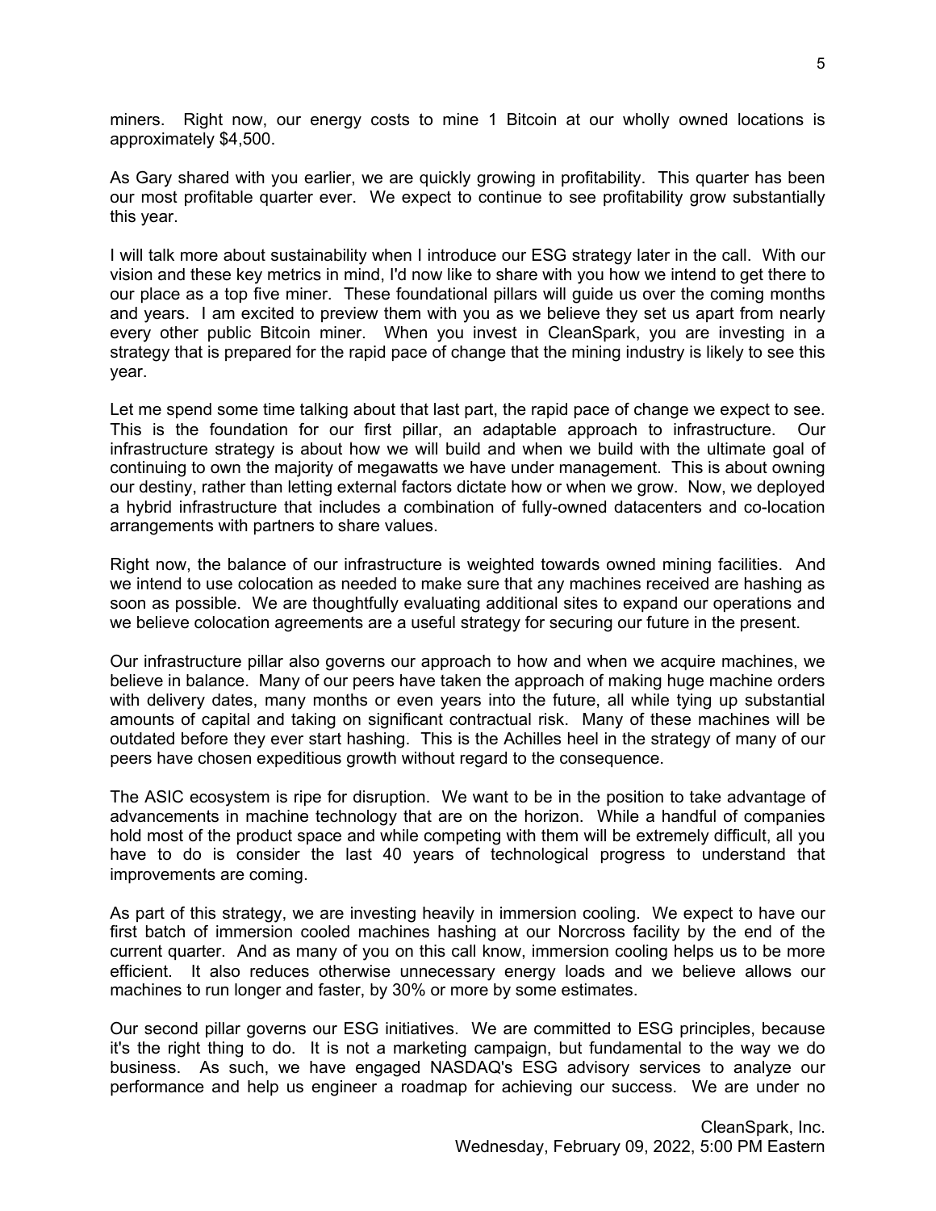miners. Right now, our energy costs to mine 1 Bitcoin at our wholly owned locations is approximately $4,500.

As Gary shared with you earlier, we are quickly growing in profitability. This quarter has been our most profitable quarter ever. We expect to continue to see profitability grow substantially this year.

I will talk more about sustainability when I introduce our ESG strategy later in the call. With our vision and these key metrics in mind, I'd now like to share with you how we intend to get there to our place as a top five miner. These foundational pillars will guide us over the coming months and years. I am excited to preview them with you as we believe they set us apart from nearly every other public Bitcoin miner. When you invest in CleanSpark, you are investing in a strategy that is prepared for the rapid pace of change that the mining industry is likely to see this year.

Let me spend some time talking about that last part, the rapid pace of change we expect to see. This is the foundation for our first pillar, an adaptable approach to infrastructure. Our infrastructure strategy is about how we will build and when we build with the ultimate goal of continuing to own the majority of megawatts we have under management. This is about owning our destiny, rather than letting external factors dictate how or when we grow. Now, we deployed a hybrid infrastructure that includes a combination of fully-owned datacenters and co-location arrangements with partners to share values.

Right now, the balance of our infrastructure is weighted towards owned mining facilities. And we intend to use colocation as needed to make sure that any machines received are hashing as soon as possible. We are thoughtfully evaluating additional sites to expand our operations and we believe colocation agreements are a useful strategy for securing our future in the present.

Our infrastructure pillar also governs our approach to how and when we acquire machines, we believe in balance. Many of our peers have taken the approach of making huge machine orders with delivery dates, many months or even years into the future, all while tying up substantial amounts of capital and taking on significant contractual risk. Many of these machines will be outdated before they ever start hashing. This is the Achilles heel in the strategy of many of our peers have chosen expeditious growth without regard to the consequence.

The ASIC ecosystem is ripe for disruption. We want to be in the position to take advantage of advancements in machine technology that are on the horizon. While a handful of companies hold most of the product space and while competing with them will be extremely difficult, all you have to do is consider the last 40 years of technological progress to understand that improvements are coming.

As part of this strategy, we are investing heavily in immersion cooling. We expect to have our first batch of immersion cooled machines hashing at our Norcross facility by the end of the current quarter. And as many of you on this call know, immersion cooling helps us to be more efficient. It also reduces otherwise unnecessary energy loads and we believe allows our machines to run longer and faster, by 30% or more by some estimates.

Our second pillar governs our ESG initiatives. We are committed to ESG principles, because it's the right thing to do. It is not a marketing campaign, but fundamental to the way we do business. As such, we have engaged NASDAQ's ESG advisory services to analyze our performance and help us engineer a roadmap for achieving our success. We are under no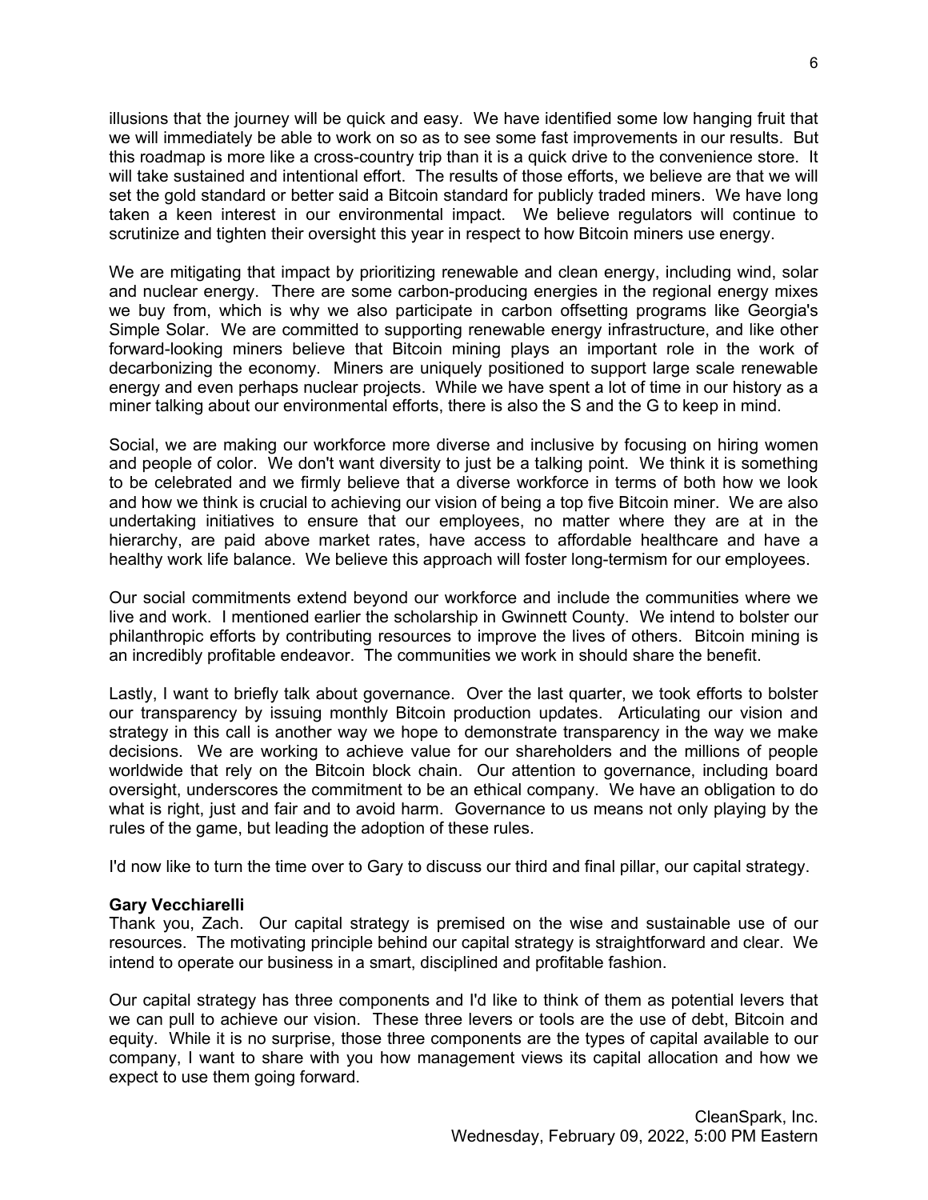illusions that the journey will be quick and easy. We have identified some low hanging fruit that we will immediately be able to work on so as to see some fast improvements in our results. But this roadmap is more like a cross-country trip than it is a quick drive to the convenience store. It will take sustained and intentional effort. The results of those efforts, we believe are that we will set the gold standard or better said a Bitcoin standard for publicly traded miners. We have long taken a keen interest in our environmental impact. We believe regulators will continue to scrutinize and tighten their oversight this year in respect to how Bitcoin miners use energy.

We are mitigating that impact by prioritizing renewable and clean energy, including wind, solar and nuclear energy. There are some carbon-producing energies in the regional energy mixes we buy from, which is why we also participate in carbon offsetting programs like Georgia's Simple Solar. We are committed to supporting renewable energy infrastructure, and like other forward-looking miners believe that Bitcoin mining plays an important role in the work of decarbonizing the economy. Miners are uniquely positioned to support large scale renewable energy and even perhaps nuclear projects. While we have spent a lot of time in our history as a miner talking about our environmental efforts, there is also the S and the G to keep in mind.

Social, we are making our workforce more diverse and inclusive by focusing on hiring women and people of color. We don't want diversity to just be a talking point. We think it is something to be celebrated and we firmly believe that a diverse workforce in terms of both how we look and how we think is crucial to achieving our vision of being a top five Bitcoin miner. We are also undertaking initiatives to ensure that our employees, no matter where they are at in the hierarchy, are paid above market rates, have access to affordable healthcare and have a healthy work life balance. We believe this approach will foster long-termism for our employees.

Our social commitments extend beyond our workforce and include the communities where we live and work. I mentioned earlier the scholarship in Gwinnett County. We intend to bolster our philanthropic efforts by contributing resources to improve the lives of others. Bitcoin mining is an incredibly profitable endeavor. The communities we work in should share the benefit.

Lastly, I want to briefly talk about governance. Over the last quarter, we took efforts to bolster our transparency by issuing monthly Bitcoin production updates. Articulating our vision and strategy in this call is another way we hope to demonstrate transparency in the way we make decisions. We are working to achieve value for our shareholders and the millions of people worldwide that rely on the Bitcoin block chain. Our attention to governance, including board oversight, underscores the commitment to be an ethical company. We have an obligation to do what is right, just and fair and to avoid harm. Governance to us means not only playing by the rules of the game, but leading the adoption of these rules.

I'd now like to turn the time over to Gary to discuss our third and final pillar, our capital strategy.

**Gary Vecchiarelli**
Thank you, Zach. Our capital strategy is premised on the wise and sustainable use of our resources. The motivating principle behind our capital strategy is straightforward and clear. We intend to operate our business in a smart, disciplined and profitable fashion.

Our capital strategy has three components and I'd like to think of them as potential levers that we can pull to achieve our vision. These three levers or tools are the use of debt, Bitcoin and equity. While it is no surprise, those three components are the types of capital available to our company, I want to share with you how management views its capital allocation and how we expect to use them going forward.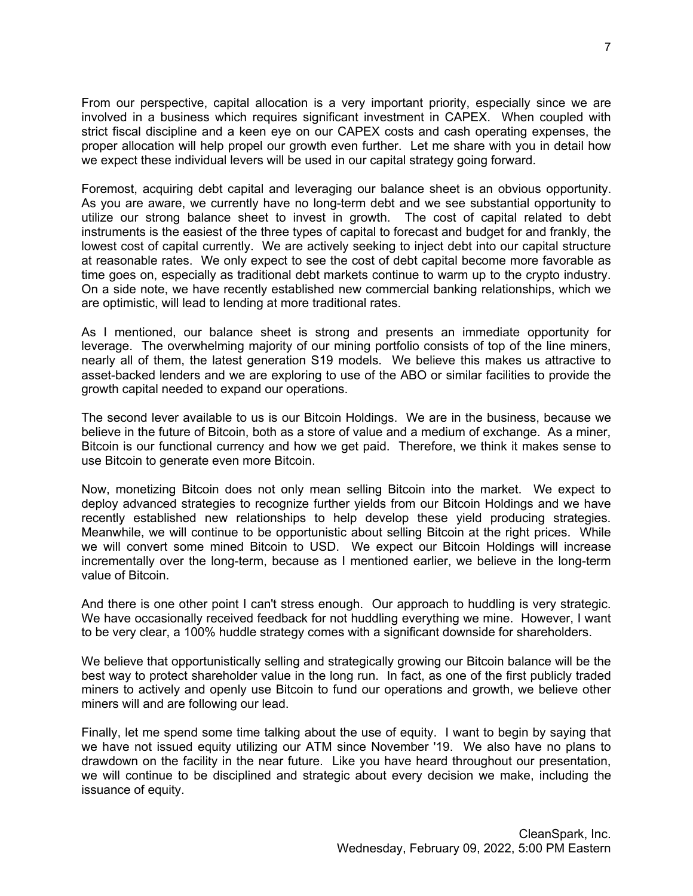From our perspective, capital allocation is a very important priority, especially since we are involved in a business which requires significant investment in CAPEX. When coupled with strict fiscal discipline and a keen eye on our CAPEX costs and cash operating expenses, the proper allocation will help propel our growth even further. Let me share with you in detail how we expect these individual levers will be used in our capital strategy going forward.

Foremost, acquiring debt capital and leveraging our balance sheet is an obvious opportunity. As you are aware, we currently have no long-term debt and we see substantial opportunity to utilize our strong balance sheet to invest in growth. The cost of capital related to debt instruments is the easiest of the three types of capital to forecast and budget for and frankly, the lowest cost of capital currently. We are actively seeking to inject debt into our capital structure at reasonable rates. We only expect to see the cost of debt capital become more favorable as time goes on, especially as traditional debt markets continue to warm up to the crypto industry. On a side note, we have recently established new commercial banking relationships, which we are optimistic, will lead to lending at more traditional rates.

As I mentioned, our balance sheet is strong and presents an immediate opportunity for leverage. The overwhelming majority of our mining portfolio consists of top of the line miners, nearly all of them, the latest generation S19 models. We believe this makes us attractive to asset-backed lenders and we are exploring to use of the ABO or similar facilities to provide the growth capital needed to expand our operations.

The second lever available to us is our Bitcoin Holdings. We are in the business, because we believe in the future of Bitcoin, both as a store of value and a medium of exchange. As a miner, Bitcoin is our functional currency and how we get paid. Therefore, we think it makes sense to use Bitcoin to generate even more Bitcoin.

Now, monetizing Bitcoin does not only mean selling Bitcoin into the market. We expect to deploy advanced strategies to recognize further yields from our Bitcoin Holdings and we have recently established new relationships to help develop these yield producing strategies. Meanwhile, we will continue to be opportunistic about selling Bitcoin at the right prices. While we will convert some mined Bitcoin to USD. We expect our Bitcoin Holdings will increase incrementally over the long-term, because as I mentioned earlier, we believe in the long-term value of Bitcoin.

And there is one other point I can't stress enough. Our approach to huddling is very strategic. We have occasionally received feedback for not huddling everything we mine. However, I want to be very clear, a 100% huddle strategy comes with a significant downside for shareholders.

We believe that opportunistically selling and strategically growing our Bitcoin balance will be the best way to protect shareholder value in the long run. In fact, as one of the first publicly traded miners to actively and openly use Bitcoin to fund our operations and growth, we believe other miners will and are following our lead.

Finally, let me spend some time talking about the use of equity. I want to begin by saying that we have not issued equity utilizing our ATM since November '19. We also have no plans to drawdown on the facility in the near future. Like you have heard throughout our presentation, we will continue to be disciplined and strategic about every decision we make, including the issuance of equity.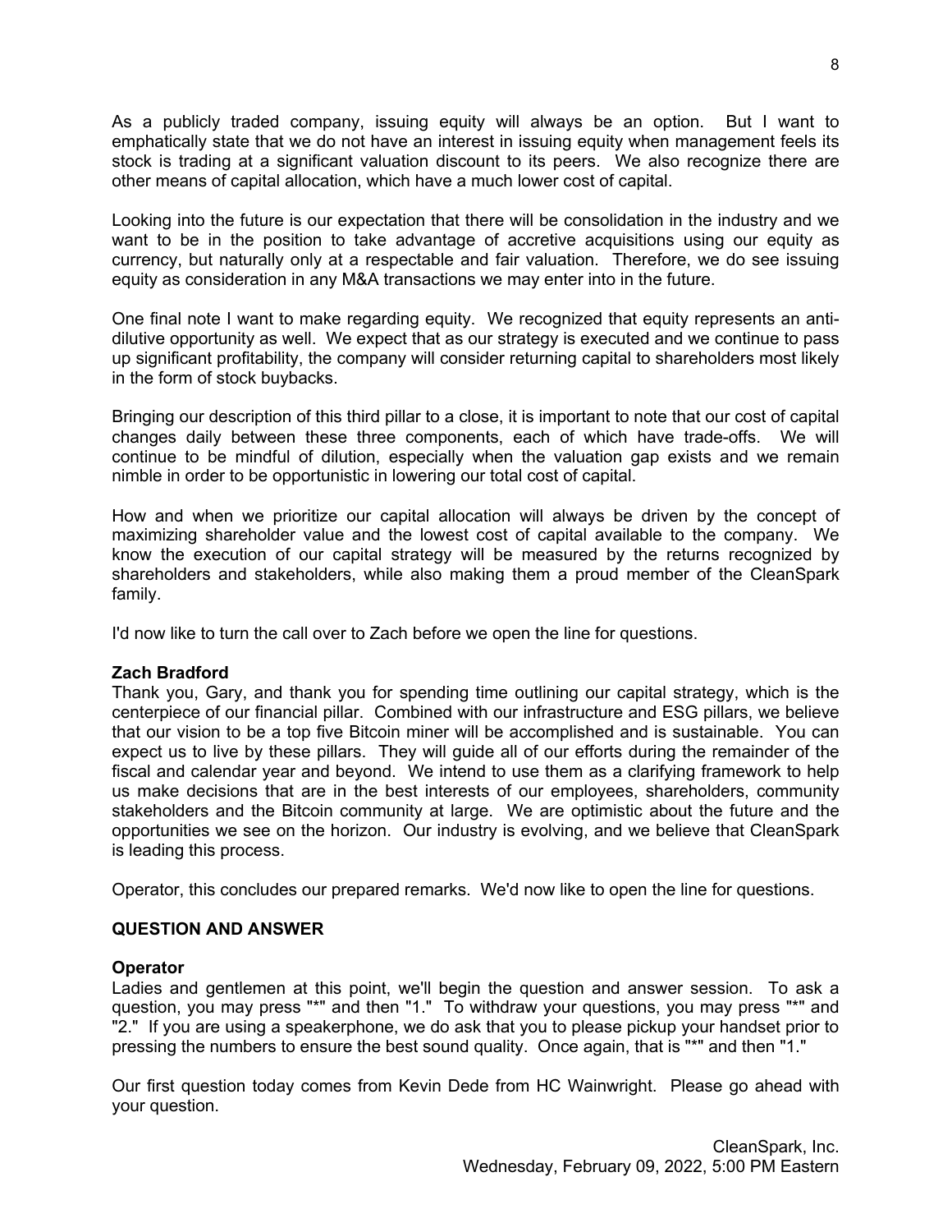As a publicly traded company, issuing equity will always be an option. But I want to emphatically state that we do not have an interest in issuing equity when management feels its stock is trading at a significant valuation discount to its peers. We also recognize there are other means of capital allocation, which have a much lower cost of capital.

Looking into the future is our expectation that there will be consolidation in the industry and we want to be in the position to take advantage of accretive acquisitions using our equity as currency, but naturally only at a respectable and fair valuation. Therefore, we do see issuing equity as consideration in any M&A transactions we may enter into in the future.

One final note I want to make regarding equity. We recognized that equity represents an anti-dilutive opportunity as well. We expect that as our strategy is executed and we continue to pass up significant profitability, the company will consider returning capital to shareholders most likely in the form of stock buybacks.

Bringing our description of this third pillar to a close, it is important to note that our cost of capital changes daily between these three components, each of which have trade-offs. We will continue to be mindful of dilution, especially when the valuation gap exists and we remain nimble in order to be opportunistic in lowering our total cost of capital.

How and when we prioritize our capital allocation will always be driven by the concept of maximizing shareholder value and the lowest cost of capital available to the company. We know the execution of our capital strategy will be measured by the returns recognized by shareholders and stakeholders, while also making them a proud member of the CleanSpark family.

I'd now like to turn the call over to Zach before we open the line for questions.

**Zach Bradford**
Thank you, Gary, and thank you for spending time outlining our capital strategy, which is the centerpiece of our financial pillar. Combined with our infrastructure and ESG pillars, we believe that our vision to be a top five Bitcoin miner will be accomplished and is sustainable. You can expect us to live by these pillars. They will guide all of our efforts during the remainder of the fiscal and calendar year and beyond. We intend to use them as a clarifying framework to help us make decisions that are in the best interests of our employees, shareholders, community stakeholders and the Bitcoin community at large. We are optimistic about the future and the opportunities we see on the horizon. Our industry is evolving, and we believe that CleanSpark is leading this process.

Operator, this concludes our prepared remarks. We'd now like to open the line for questions.

**QUESTION AND ANSWER**

**Operator**
Ladies and gentlemen at this point, we'll begin the question and answer session. To ask a question, you may press "*" and then "1." To withdraw your questions, you may press "*" and "2." If you are using a speakerphone, we do ask that you to please pickup your handset prior to pressing the numbers to ensure the best sound quality. Once again, that is "*" and then "1."

Our first question today comes from Kevin Dede from HC Wainwright. Please go ahead with your question.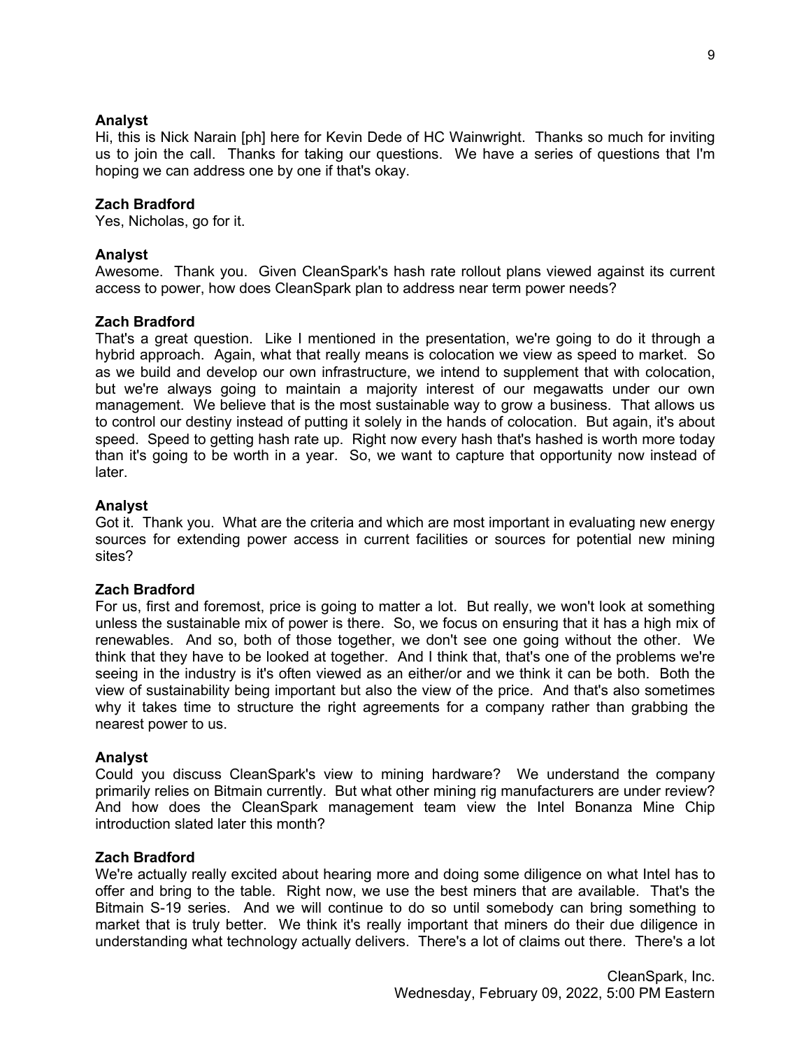**Analyst**
Hi, this is Nick Narain [ph] here for Kevin Dede of HC Wainwright. Thanks so much for inviting us to join the call. Thanks for taking our questions. We have a series of questions that I'm hoping we can address one by one if that's okay.

**Zach Bradford**
Yes, Nicholas, go for it.

**Analyst**
Awesome. Thank you. Given CleanSpark's hash rate rollout plans viewed against its current access to power, how does CleanSpark plan to address near term power needs?

**Zach Bradford**
That's a great question. Like I mentioned in the presentation, we're going to do it through a hybrid approach. Again, what that really means is colocation we view as speed to market. So as we build and develop our own infrastructure, we intend to supplement that with colocation, but we're always going to maintain a majority interest of our megawatts under our own management. We believe that is the most sustainable way to grow a business. That allows us to control our destiny instead of putting it solely in the hands of colocation. But again, it's about speed. Speed to getting hash rate up. Right now every hash that's hashed is worth more today than it's going to be worth in a year. So, we want to capture that opportunity now instead of later.

**Analyst**
Got it. Thank you. What are the criteria and which are most important in evaluating new energy sources for extending power access in current facilities or sources for potential new mining sites?

**Zach Bradford**
For us, first and foremost, price is going to matter a lot. But really, we won't look at something unless the sustainable mix of power is there. So, we focus on ensuring that it has a high mix of renewables. And so, both of those together, we don't see one going without the other. We think that they have to be looked at together. And I think that, that's one of the problems we're seeing in the industry is it's often viewed as an either/or and we think it can be both. Both the view of sustainability being important but also the view of the price. And that's also sometimes why it takes time to structure the right agreements for a company rather than grabbing the nearest power to us.

**Analyst**
Could you discuss CleanSpark's view to mining hardware? We understand the company primarily relies on Bitmain currently. But what other mining rig manufacturers are under review? And how does the CleanSpark management team view the Intel Bonanza Mine Chip introduction slated later this month?

**Zach Bradford**
We're actually really excited about hearing more and doing some diligence on what Intel has to offer and bring to the table. Right now, we use the best miners that are available. That's the Bitmain S-19 series. And we will continue to do so until somebody can bring something to market that is truly better. We think it's really important that miners do their due diligence in understanding what technology actually delivers. There's a lot of claims out there. There's a lot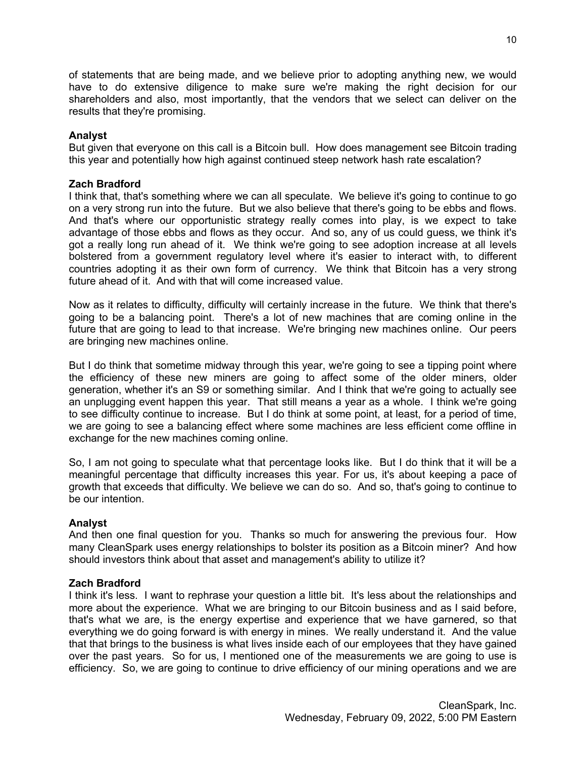of statements that are being made, and we believe prior to adopting anything new, we would have to do extensive diligence to make sure we're making the right decision for our shareholders and also, most importantly, that the vendors that we select can deliver on the results that they're promising.

**Analyst**
But given that everyone on this call is a Bitcoin bull. How does management see Bitcoin trading this year and potentially how high against continued steep network hash rate escalation?

**Zach Bradford**
I think that, that's something where we can all speculate. We believe it's going to continue to go on a very strong run into the future. But we also believe that there's going to be ebbs and flows. And that's where our opportunistic strategy really comes into play, is we expect to take advantage of those ebbs and flows as they occur. And so, any of us could guess, we think it's got a really long run ahead of it. We think we're going to see adoption increase at all levels bolstered from a government regulatory level where it's easier to interact with, to different countries adopting it as their own form of currency. We think that Bitcoin has a very strong future ahead of it. And with that will come increased value.

Now as it relates to difficulty, difficulty will certainly increase in the future. We think that there's going to be a balancing point. There's a lot of new machines that are coming online in the future that are going to lead to that increase. We're bringing new machines online. Our peers are bringing new machines online.

But I do think that sometime midway through this year, we're going to see a tipping point where the efficiency of these new miners are going to affect some of the older miners, older generation, whether it's an S9 or something similar. And I think that we're going to actually see an unplugging event happen this year. That still means a year as a whole. I think we're going to see difficulty continue to increase. But I do think at some point, at least, for a period of time, we are going to see a balancing effect where some machines are less efficient come offline in exchange for the new machines coming online.

So, I am not going to speculate what that percentage looks like. But I do think that it will be a meaningful percentage that difficulty increases this year. For us, it's about keeping a pace of growth that exceeds that difficulty. We believe we can do so. And so, that's going to continue to be our intention.

**Analyst**
And then one final question for you. Thanks so much for answering the previous four. How many CleanSpark uses energy relationships to bolster its position as a Bitcoin miner? And how should investors think about that asset and management's ability to utilize it?

**Zach Bradford**
I think it's less. I want to rephrase your question a little bit. It's less about the relationships and more about the experience. What we are bringing to our Bitcoin business and as I said before, that's what we are, is the energy expertise and experience that we have garnered, so that everything we do going forward is with energy in mines. We really understand it. And the value that that brings to the business is what lives inside each of our employees that they have gained over the past years. So for us, I mentioned one of the measurements we are going to use is efficiency. So, we are going to continue to drive efficiency of our mining operations and we are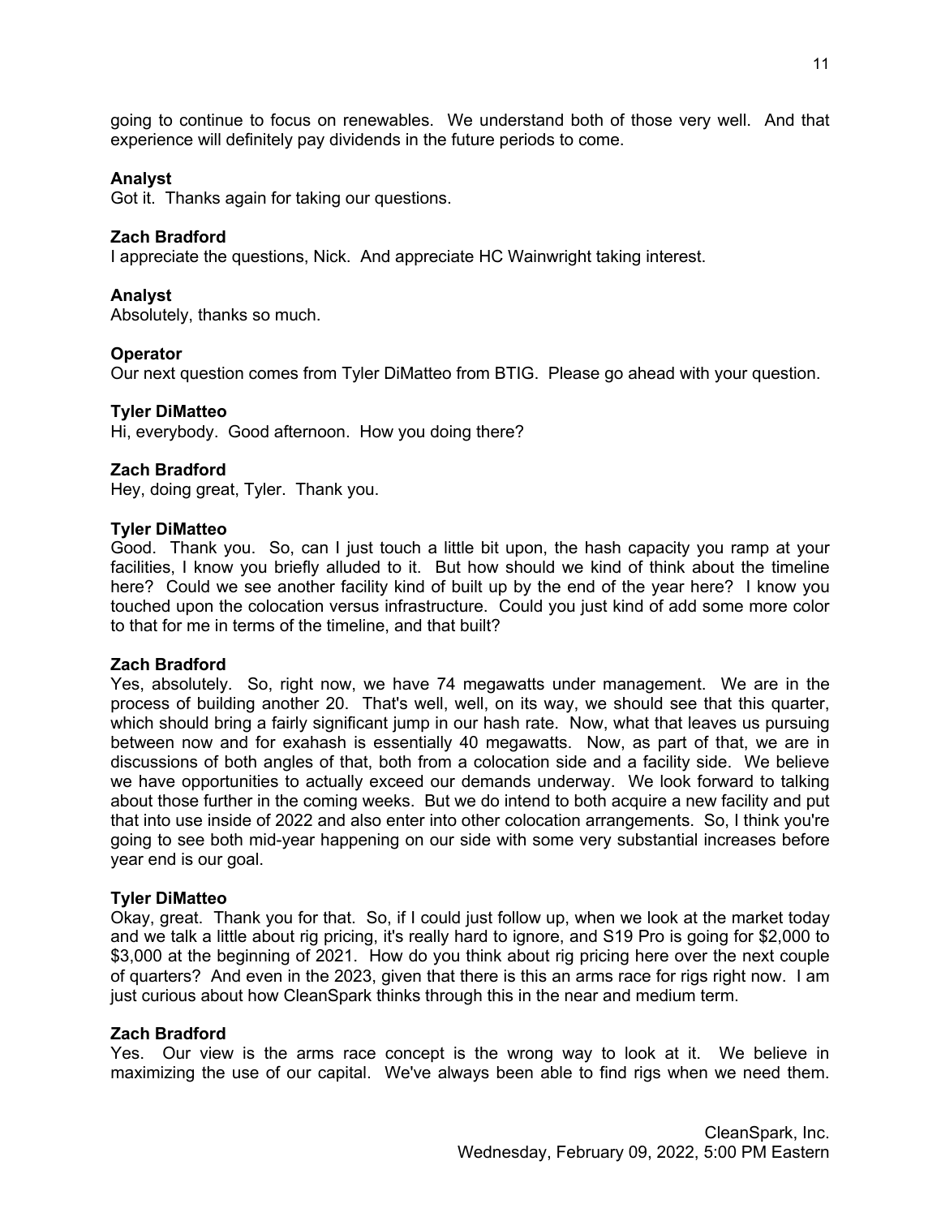going to continue to focus on renewables. We understand both of those very well. And that experience will definitely pay dividends in the future periods to come.

**Analyst**
Got it. Thanks again for taking our questions.

**Zach Bradford**
I appreciate the questions, Nick. And appreciate HC Wainwright taking interest.

**Analyst**
Absolutely, thanks so much.

**Operator**
Our next question comes from Tyler DiMatteo from BTIG. Please go ahead with your question.

**Tyler DiMatteo**
Hi, everybody. Good afternoon. How you doing there?

**Zach Bradford**
Hey, doing great, Tyler. Thank you.

**Tyler DiMatteo**
Good. Thank you. So, can I just touch a little bit upon, the hash capacity you ramp at your facilities, I know you briefly alluded to it. But how should we kind of think about the timeline here? Could we see another facility kind of built up by the end of the year here? I know you touched upon the colocation versus infrastructure. Could you just kind of add some more color to that for me in terms of the timeline, and that built?

**Zach Bradford**
Yes, absolutely. So, right now, we have 74 megawatts under management. We are in the process of building another 20. That's well, well, on its way, we should see that this quarter, which should bring a fairly significant jump in our hash rate. Now, what that leaves us pursuing between now and for exahash is essentially 40 megawatts. Now, as part of that, we are in discussions of both angles of that, both from a colocation side and a facility side. We believe we have opportunities to actually exceed our demands underway. We look forward to talking about those further in the coming weeks. But we do intend to both acquire a new facility and put that into use inside of 2022 and also enter into other colocation arrangements. So, I think you're going to see both mid-year happening on our side with some very substantial increases before year end is our goal.

**Tyler DiMatteo**
Okay, great. Thank you for that. So, if I could just follow up, when we look at the market today and we talk a little about rig pricing, it's really hard to ignore, and S19 Pro is going for $2,000 to $3,000 at the beginning of 2021. How do you think about rig pricing here over the next couple of quarters? And even in the 2023, given that there is this an arms race for rigs right now. I am just curious about how CleanSpark thinks through this in the near and medium term.

**Zach Bradford**
Yes. Our view is the arms race concept is the wrong way to look at it. We believe in maximizing the use of our capital. We've always been able to find rigs when we need them.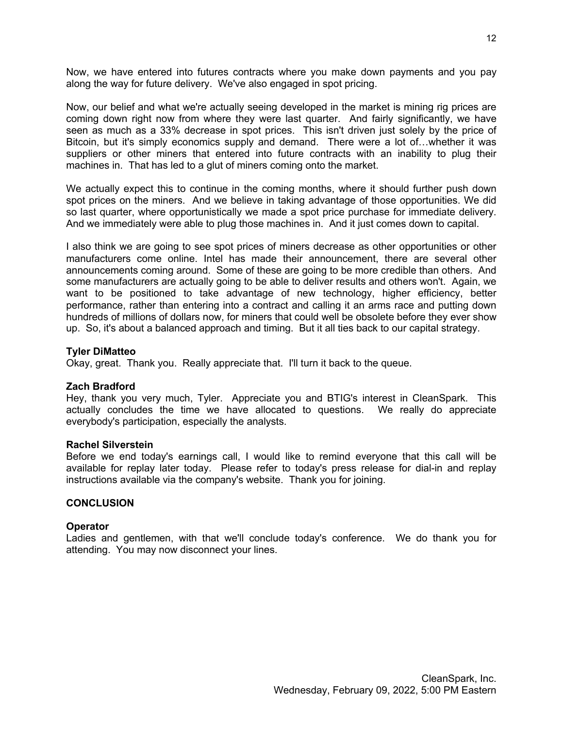Now, we have entered into futures contracts where you make down payments and you pay along the way for future delivery. We've also engaged in spot pricing.

Now, our belief and what we're actually seeing developed in the market is mining rig prices are coming down right now from where they were last quarter. And fairly significantly, we have seen as much as a 33% decrease in spot prices. This isn't driven just solely by the price of Bitcoin, but it's simply economics supply and demand. There were a lot of…whether it was suppliers or other miners that entered into future contracts with an inability to plug their machines in. That has led to a glut of miners coming onto the market.

We actually expect this to continue in the coming months, where it should further push down spot prices on the miners. And we believe in taking advantage of those opportunities. We did so last quarter, where opportunistically we made a spot price purchase for immediate delivery. And we immediately were able to plug those machines in. And it just comes down to capital.

I also think we are going to see spot prices of miners decrease as other opportunities or other manufacturers come online. Intel has made their announcement, there are several other announcements coming around. Some of these are going to be more credible than others. And some manufacturers are actually going to be able to deliver results and others won't. Again, we want to be positioned to take advantage of new technology, higher efficiency, better performance, rather than entering into a contract and calling it an arms race and putting down hundreds of millions of dollars now, for miners that could well be obsolete before they ever show up. So, it's about a balanced approach and timing. But it all ties back to our capital strategy.

**Tyler DiMatteo**
Okay, great. Thank you. Really appreciate that. I'll turn it back to the queue.

**Zach Bradford**
Hey, thank you very much, Tyler. Appreciate you and BTIG's interest in CleanSpark. This actually concludes the time we have allocated to questions. We really do appreciate everybody's participation, especially the analysts.

**Rachel Silverstein**
Before we end today's earnings call, I would like to remind everyone that this call will be available for replay later today. Please refer to today's press release for dial-in and replay instructions available via the company's website. Thank you for joining.

**CONCLUSION**

**Operator**
Ladies and gentlemen, with that we'll conclude today's conference. We do thank you for attending. You may now disconnect your lines.